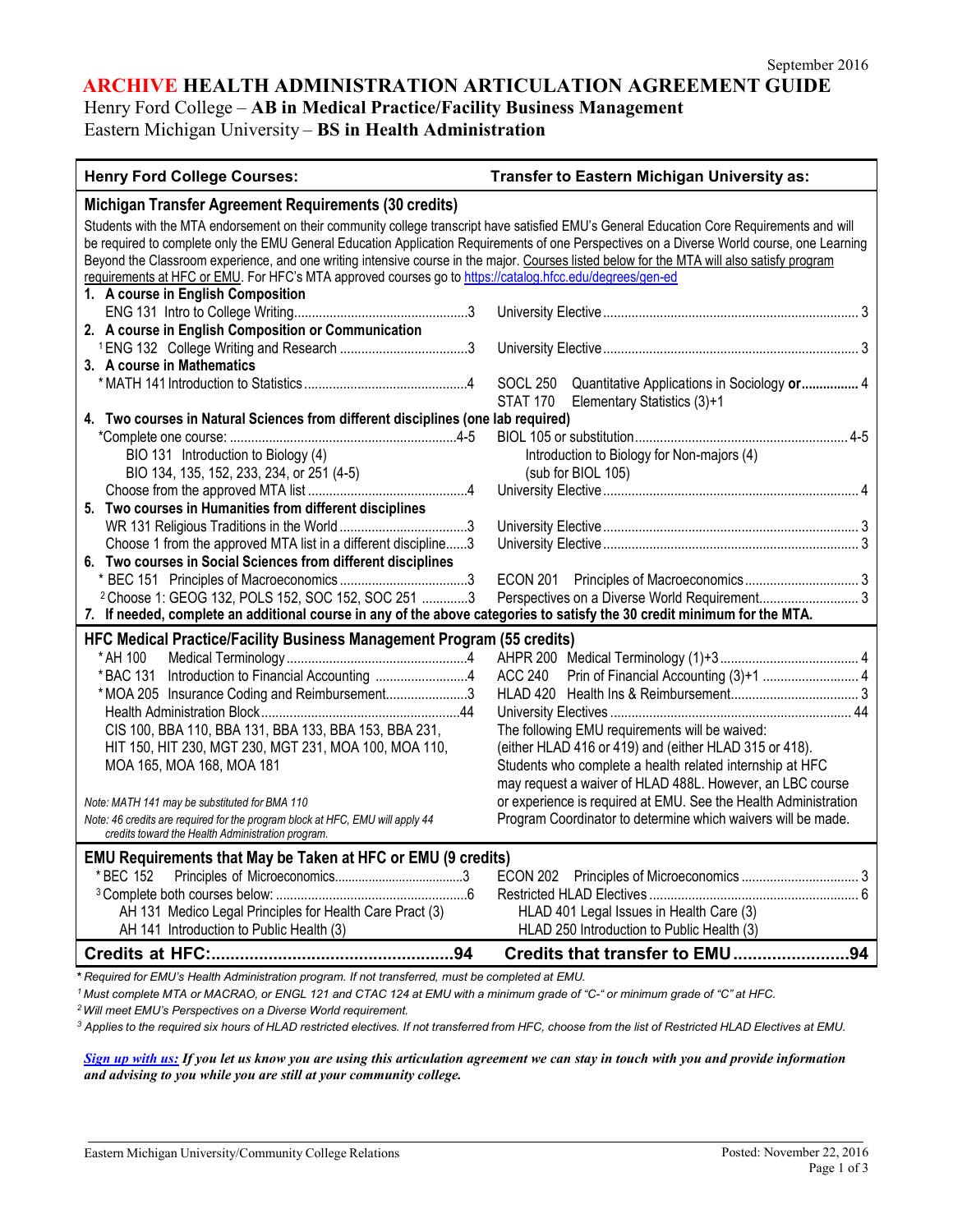September 2016

# ARCHIVE HEALTH ADMINISTRATION ARTICULATION AGREEMENT GUIDE

## Henry Ford College – **AB in Medical Practice/Facility Business Management**
## Eastern Michigan University – **BS in Health Administration**

| Henry Ford College Courses: | Transfer to Eastern Michigan University as: |
|---|---|
| **Michigan Transfer Agreement Requirements (30 credits)** | |
| Students with the MTA endorsement on their community college transcript have satisfied EMU's General Education Core Requirements and will be required to complete only the EMU General Education Application Requirements of one Perspectives on a Diverse World course, one Learning Beyond the Classroom experience, and one writing intensive course in the major. Courses listed below for the MTA will also satisfy program requirements at HFC or EMU. For HFC's MTA approved courses go to https://catalog.hfcc.edu/degrees/gen-ed | |
| **1. A course in English Composition** | |
| ENG 131 Intro to College Writing....3 | University Elective....3 |
| **2. A course in English Composition or Communication** | |
| [1]ENG 132 College Writing and Research....3 | University Elective....3 |
| **3. A course in Mathematics** | |
| * MATH 141 Introduction to Statistics....4 | SOCL 250 Quantitative Applications in Sociology **or**....4<br>STAT 170 Elementary Statistics (3)+1 |
| **4. Two courses in Natural Sciences from different disciplines (one lab required)** | |
| *Complete one course:....4-5<br>BIO 131 Introduction to Biology (4)<br>BIO 134, 135, 152, 233, 234, or 251 (4-5) | BIOL 105 or substitution....4-5<br>Introduction to Biology for Non-majors (4)<br>(sub for BIOL 105) |
| Choose from the approved MTA list....4 | University Elective....4 |
| **5. Two courses in Humanities from different disciplines** | |
| WR 131 Religious Traditions in the World....3 | University Elective....3 |
| Choose 1 from the approved MTA list in a different discipline....3 | University Elective....3 |
| **6. Two courses in Social Sciences from different disciplines** | |
| * BEC 151 Principles of Macroeconomics....3 | ECON 201 Principles of Macroeconomics....3 |
| [2]Choose 1: GEOG 132, POLS 152, SOC 152, SOC 251....3 | Perspectives on a Diverse World Requirement....3 |
| **7. If needed, complete an additional course in any of the above categories to satisfy the 30 credit minimum for the MTA.** | |
| **HFC Medical Practice/Facility Business Management Program (55 credits)** | |
| * AH 100 Medical Terminology....4 | AHPR 200 Medical Terminology (1)+3....4 |
| * BAC 131 Introduction to Financial Accounting....4 | ACC 240 Prin of Financial Accounting (3)+1....4 |
| * MOA 205 Insurance Coding and Reimbursement....3 | HLAD 420 Health Ins & Reimbursement....3 |
| Health Administration Block....44<br>CIS 100, BBA 110, BBA 131, BBA 133, BBA 153, BBA 231, HIT 150, HIT 230, MGT 230, MGT 231, MOA 100, MOA 110, MOA 165, MOA 168, MOA 181<br>*Note: MATH 141 may be substituted for BMA 110*<br>*Note: 46 credits are required for the program block at HFC, EMU will apply 44 credits toward the Health Administration program.* | University Electives....44<br>The following EMU requirements will be waived: (either HLAD 416 or 419) and (either HLAD 315 or 418).<br>Students who complete a health related internship at HFC may request a waiver of HLAD 488L. However, an LBC course or experience is required at EMU. See the Health Administration Program Coordinator to determine which waivers will be made. |
| **EMU Requirements that May be Taken at HFC or EMU (9 credits)** | |
| * BEC 152 Principles of Microeconomics....3 | ECON 202 Principles of Microeconomics....3 |
| [3]Complete both courses below:....6<br>AH 131 Medico Legal Principles for Health Care Pract (3)<br>AH 141 Introduction to Public Health (3) | Restricted HLAD Electives....6<br>HLAD 401 Legal Issues in Health Care (3)<br>HLAD 250 Introduction to Public Health (3) |
| **Credits at HFC:....94** | **Credits that transfer to EMU....94** |

*\* Required for EMU's Health Administration program. If not transferred, must be completed at EMU.*

*[1] Must complete MTA or MACRAO, or ENGL 121 and CTAC 124 at EMU with a minimum grade of "C-" or minimum grade of "C" at HFC.*

*[2] Will meet EMU's Perspectives on a Diverse World requirement.*

*[3] Applies to the required six hours of HLAD restricted electives. If not transferred from HFC, choose from the list of Restricted HLAD Electives at EMU.*

***Sign up with us:** If you let us know you are using this articulation agreement we can stay in touch with you and provide information and advising to you while you are still at your community college.*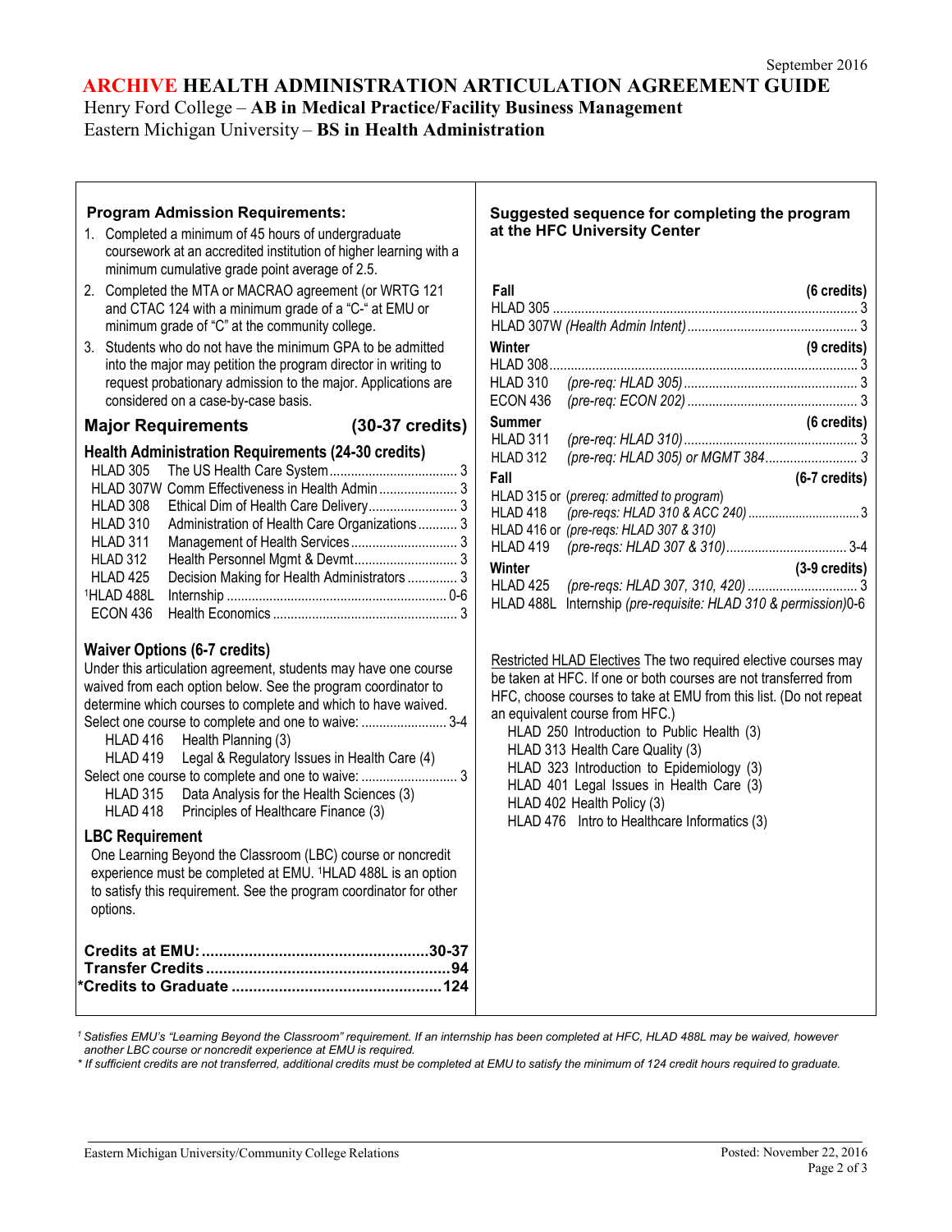September 2016

# ARCHIVE HEALTH ADMINISTRATION ARTICULATION AGREEMENT GUIDE

Henry Ford College – **AB in Medical Practice/Facility Business Management**
Eastern Michigan University – **BS in Health Administration**

## Program Admission Requirements:

1. Completed a minimum of 45 hours of undergraduate coursework at an accredited institution of higher learning with a minimum cumulative grade point average of 2.5.
2. Completed the MTA or MACRAO agreement (or WRTG 121 and CTAC 124 with a minimum grade of a "C-" at EMU or minimum grade of "C" at the community college.
3. Students who do not have the minimum GPA to be admitted into the major may petition the program director in writing to request probationary admission to the major. Applications are considered on a case-by-case basis.

## Major Requirements (30-37 credits)

### Health Administration Requirements (24-30 credits)

| Course | Title | Credits |
|---|---|---|
| HLAD 305 | The US Health Care System | 3 |
| HLAD 307W | Comm Effectiveness in Health Admin | 3 |
| HLAD 308 | Ethical Dim of Health Care Delivery | 3 |
| HLAD 310 | Administration of Health Care Organizations | 3 |
| HLAD 311 | Management of Health Services | 3 |
| HLAD 312 | Health Personnel Mgmt & Devmt | 3 |
| HLAD 425 | Decision Making for Health Administrators | 3 |
| [1]HLAD 488L | Internship | 0-6 |
| ECON 436 | Health Economics | 3 |

### Waiver Options (6-7 credits)

Under this articulation agreement, students may have one course waived from each option below. See the program coordinator to determine which courses to complete and which to have waived.

Select one course to complete and one to waive: ........................ 3-4

- HLAD 416 Health Planning (3)
- HLAD 419 Legal & Regulatory Issues in Health Care (4)

Select one course to complete and one to waive: .......................... 3

- HLAD 315 Data Analysis for the Health Sciences (3)
- HLAD 418 Principles of Healthcare Finance (3)

### LBC Requirement

One Learning Beyond the Classroom (LBC) course or noncredit experience must be completed at EMU. [1]HLAD 488L is an option to satisfy this requirement. See the program coordinator for other options.

| | |
|---|---|
| **Credits at EMU:** | **30-37** |
| **Transfer Credits** | **94** |
| ***Credits to Graduate** | **124** |

## Suggested sequence for completing the program at the HFC University Center

| Term / Course | Details | Credits |
|---|---|---|
| **Fall** | | **(6 credits)** |
| HLAD 305 | | 3 |
| HLAD 307W | *(Health Admin Intent)* | 3 |
| **Winter** | | **(9 credits)** |
| HLAD 308 | | 3 |
| HLAD 310 | *(pre-req: HLAD 305)* | 3 |
| ECON 436 | *(pre-req: ECON 202)* | 3 |
| **Summer** | | **(6 credits)** |
| HLAD 311 | *(pre-req: HLAD 310)* | 3 |
| HLAD 312 | *(pre-req: HLAD 305) or MGMT 384* | 3 |
| **Fall** | | **(6-7 credits)** |
| HLAD 315 or | *(prereq: admitted to program)* | |
| HLAD 418 | *(pre-reqs: HLAD 310 & ACC 240)* | 3 |
| HLAD 416 or | *(pre-reqs: HLAD 307 & 310)* | |
| HLAD 419 | *(pre-reqs: HLAD 307 & 310)* | 3-4 |
| **Winter** | | **(3-9 credits)** |
| HLAD 425 | *(pre-reqs: HLAD 307, 310, 420)* | 3 |
| HLAD 488L | Internship *(pre-requisite: HLAD 310 & permission)* | 0-6 |

Restricted HLAD Electives The two required elective courses may be taken at HFC. If one or both courses are not transferred from HFC, choose courses to take at EMU from this list. (Do not repeat an equivalent course from HFC.)

- HLAD 250 Introduction to Public Health (3)
- HLAD 313 Health Care Quality (3)
- HLAD 323 Introduction to Epidemiology (3)
- HLAD 401 Legal Issues in Health Care (3)
- HLAD 402 Health Policy (3)
- HLAD 476 Intro to Healthcare Informatics (3)

*[1] Satisfies EMU's "Learning Beyond the Classroom" requirement. If an internship has been completed at HFC, HLAD 488L may be waived, however another LBC course or noncredit experience at EMU is required.*

*\* If sufficient credits are not transferred, additional credits must be completed at EMU to satisfy the minimum of 124 credit hours required to graduate.*

Eastern Michigan University/Community College Relations — Posted: November 22, 2016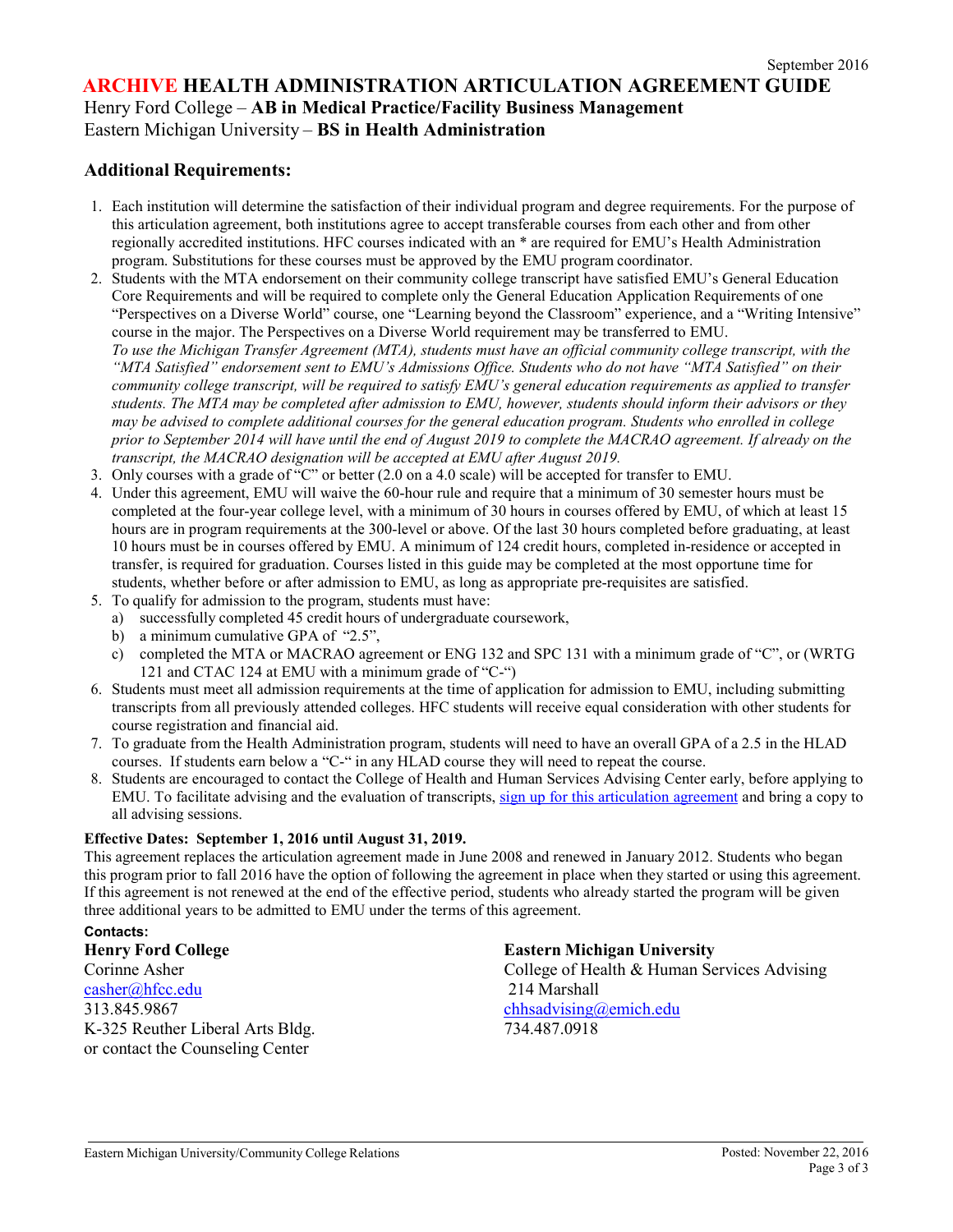September 2016

# ARCHIVE HEALTH ADMINISTRATION ARTICULATION AGREEMENT GUIDE

Henry Ford College – **AB in Medical Practice/Facility Business Management**
Eastern Michigan University – **BS in Health Administration**

## Additional Requirements:

1. Each institution will determine the satisfaction of their individual program and degree requirements. For the purpose of this articulation agreement, both institutions agree to accept transferable courses from each other and from other regionally accredited institutions. HFC courses indicated with an * are required for EMU's Health Administration program. Substitutions for these courses must be approved by the EMU program coordinator.
2. Students with the MTA endorsement on their community college transcript have satisfied EMU's General Education Core Requirements and will be required to complete only the General Education Application Requirements of one "Perspectives on a Diverse World" course, one "Learning beyond the Classroom" experience, and a "Writing Intensive" course in the major. The Perspectives on a Diverse World requirement may be transferred to EMU.
   *To use the Michigan Transfer Agreement (MTA), students must have an official community college transcript, with the "MTA Satisfied" endorsement sent to EMU's Admissions Office. Students who do not have "MTA Satisfied" on their community college transcript, will be required to satisfy EMU's general education requirements as applied to transfer students. The MTA may be completed after admission to EMU, however, students should inform their advisors or they may be advised to complete additional courses for the general education program. Students who enrolled in college prior to September 2014 will have until the end of August 2019 to complete the MACRAO agreement. If already on the transcript, the MACRAO designation will be accepted at EMU after August 2019.*
3. Only courses with a grade of "C" or better (2.0 on a 4.0 scale) will be accepted for transfer to EMU.
4. Under this agreement, EMU will waive the 60-hour rule and require that a minimum of 30 semester hours must be completed at the four-year college level, with a minimum of 30 hours in courses offered by EMU, of which at least 15 hours are in program requirements at the 300-level or above. Of the last 30 hours completed before graduating, at least 10 hours must be in courses offered by EMU. A minimum of 124 credit hours, completed in-residence or accepted in transfer, is required for graduation. Courses listed in this guide may be completed at the most opportune time for students, whether before or after admission to EMU, as long as appropriate pre-requisites are satisfied.
5. To qualify for admission to the program, students must have:
   a) successfully completed 45 credit hours of undergraduate coursework,
   b) a minimum cumulative GPA of "2.5",
   c) completed the MTA or MACRAO agreement or ENG 132 and SPC 131 with a minimum grade of "C", or (WRTG 121 and CTAC 124 at EMU with a minimum grade of "C-")
6. Students must meet all admission requirements at the time of application for admission to EMU, including submitting transcripts from all previously attended colleges. HFC students will receive equal consideration with other students for course registration and financial aid.
7. To graduate from the Health Administration program, students will need to have an overall GPA of a 2.5 in the HLAD courses. If students earn below a "C-" in any HLAD course they will need to repeat the course.
8. Students are encouraged to contact the College of Health and Human Services Advising Center early, before applying to EMU. To facilitate advising and the evaluation of transcripts, sign up for this articulation agreement and bring a copy to all advising sessions.

**Effective Dates: September 1, 2016 until August 31, 2019.**

This agreement replaces the articulation agreement made in June 2008 and renewed in January 2012. Students who began this program prior to fall 2016 have the option of following the agreement in place when they started or using this agreement. If this agreement is not renewed at the end of the effective period, students who already started the program will be given three additional years to be admitted to EMU under the terms of this agreement.

**Contacts:**

**Henry Ford College**
Corinne Asher
casher@hfcc.edu
313.845.9867
K-325 Reuther Liberal Arts Bldg.
or contact the Counseling Center

**Eastern Michigan University**
College of Health & Human Services Advising
214 Marshall
chhsadvising@emich.edu
734.487.0918

Eastern Michigan University/Community College Relations — Posted: November 22, 2016